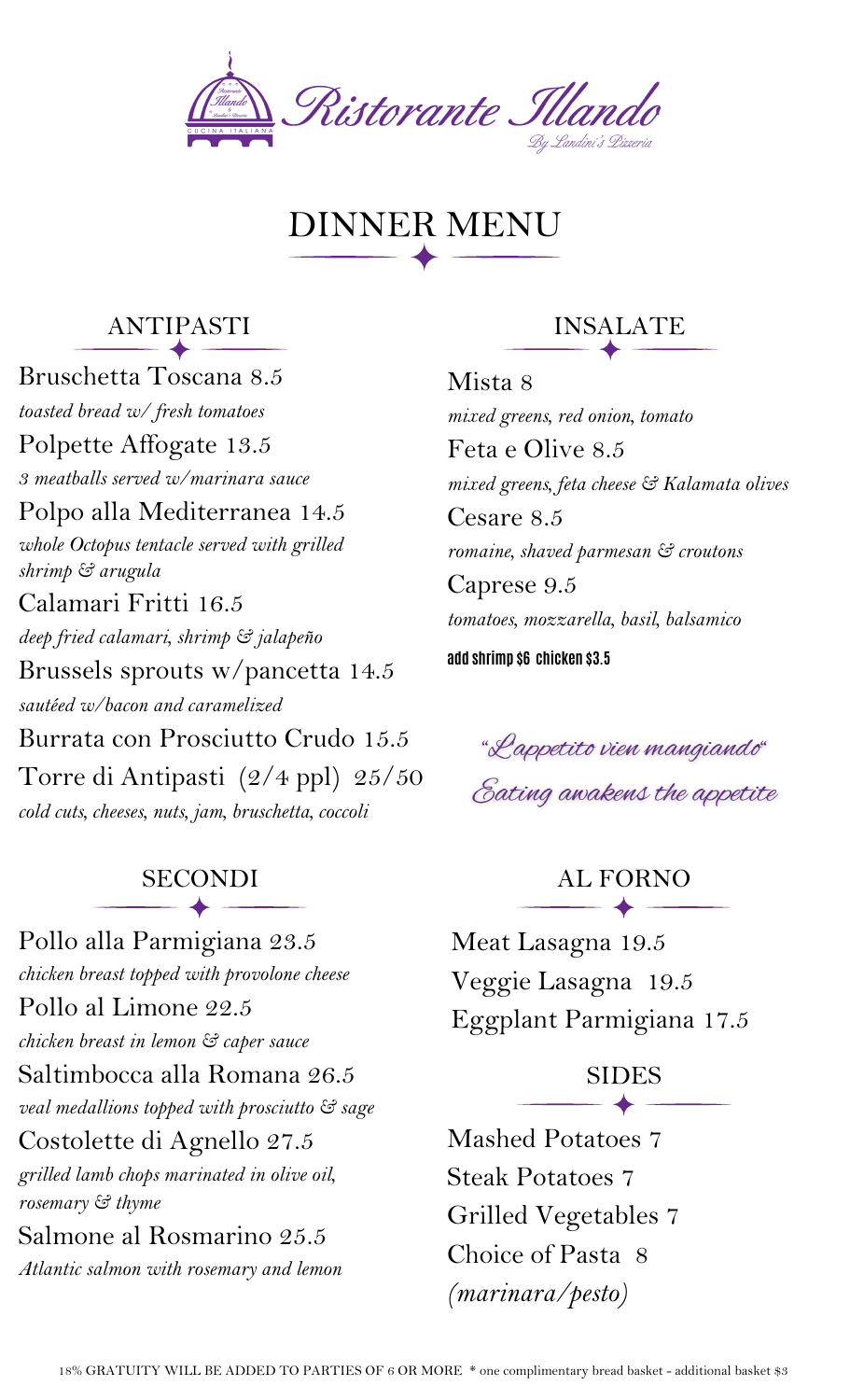# Ristorante Illando

*By Landini's Pizzeria*

## DINNER MENU

### ANTIPASTI

Bruschetta Toscana 8.5
*toasted bread w/ fresh tomatoes*

Polpette Affogate 13.5
*3 meatballs served w/marinara sauce*

Polpo alla Mediterranea 14.5
*whole Octopus tentacle served with grilled shrimp & arugula*

Calamari Fritti 16.5
*deep fried calamari, shrimp & jalapeño*

Brussels sprouts w/pancetta 14.5
*sautéed w/bacon and caramelized*

Burrata con Prosciutto Crudo 15.5

Torre di Antipasti (2/4 ppl) 25/50
*cold cuts, cheeses, nuts, jam, bruschetta, coccoli*

### INSALATE

Mista 8
*mixed greens, red onion, tomato*

Feta e Olive 8.5
*mixed greens, feta cheese & Kalamata olives*

Cesare 8.5
*romaine, shaved parmesan & croutons*

Caprese 9.5
*tomatoes, mozzarella, basil, balsamico*

**add shrimp $6 chicken $3.5**

*"L'appetito vien mangiando"*
*Eating awakens the appetite*

### SECONDI

Pollo alla Parmigiana 23.5
*chicken breast topped with provolone cheese*

Pollo al Limone 22.5
*chicken breast in lemon & caper sauce*

Saltimbocca alla Romana 26.5
*veal medallions topped with prosciutto & sage*

Costolette di Agnello 27.5
*grilled lamb chops marinated in olive oil, rosemary & thyme*

Salmone al Rosmarino 25.5
*Atlantic salmon with rosemary and lemon*

### AL FORNO

Meat Lasagna 19.5

Veggie Lasagna 19.5

Eggplant Parmigiana 17.5

### SIDES

Mashed Potatoes 7

Steak Potatoes 7

Grilled Vegetables 7

Choice of Pasta 8
*(marinara/pesto)*

18% GRATUITY WILL BE ADDED TO PARTIES OF 6 OR MORE * one complimentary bread basket - additional basket $3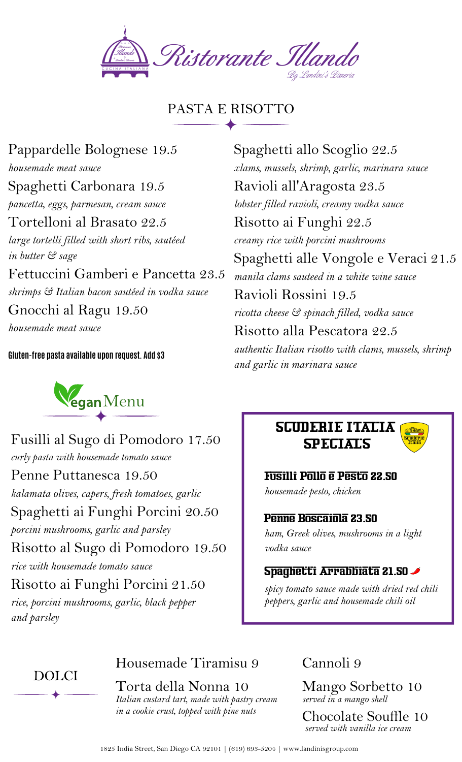# Ristorante Illando

By Landini's Pizzeria

## PASTA E RISOTTO

Pappardelle Bolognese 19.5
*housemade meat sauce*

Spaghetti Carbonara 19.5
*pancetta, eggs, parmesan, cream sauce*

Tortelloni al Brasato 22.5
*large tortelli filled with short ribs, sautéed in butter & sage*

Fettuccini Gamberi e Pancetta 23.5
*shrimps & Italian bacon sautéed in vodka sauce*

Gnocchi al Ragu 19.50
*housemade meat sauce*

**Gluten-free pasta available upon request. Add $3**

Spaghetti allo Scoglio 22.5
*xlams, mussels, shrimp, garlic, marinara sauce*

Ravioli all'Aragosta 23.5
*lobster filled ravioli, creamy vodka sauce*

Risotto ai Funghi 22.5
*creamy rice with porcini mushrooms*

Spaghetti alle Vongole e Veraci 21.5
*manila clams sauteed in a white wine sauce*

Ravioli Rossini 19.5
*ricotta cheese & spinach filled, vodka sauce*

Risotto alla Pescatora 22.5
*authentic Italian risotto with clams, mussels, shrimp and garlic in marinara sauce*

## Vegan Menu

Fusilli al Sugo di Pomodoro 17.50
*curly pasta with housemade tomato sauce*

Penne Puttanesca 19.50
*kalamata olives, capers, fresh tomatoes, garlic*

Spaghetti ai Funghi Porcini 20.50
*porcini mushrooms, garlic and parsley*

Risotto al Sugo di Pomodoro 19.50
*rice with housemade tomato sauce*

Risotto ai Funghi Porcini 21.50
*rice, porcini mushrooms, garlic, black pepper and parsley*

## SCUDERIE ITALIA SPECIALS

**Fusilli Pollo e Pesto 22.50**
*housemade pesto, chicken*

**Penne Boscaiola 23.50**
*ham, Greek olives, mushrooms in a light vodka sauce*

**Spaghetti Arrabbiata 21.50**
*spicy tomato sauce made with dried red chili peppers, garlic and housemade chili oil*

## DOLCI

Housemade Tiramisu 9

Torta della Nonna 10
*Italian custard tart, made with pastry cream in a cookie crust, topped with pine nuts*

Cannoli 9

Mango Sorbetto 10
*served in a mango shell*

Chocolate Souffle 10
*served with vanilla ice cream*

1825 India Street, San Diego CA 92101 | (619) 693-5204 | www.landinisgroup.com